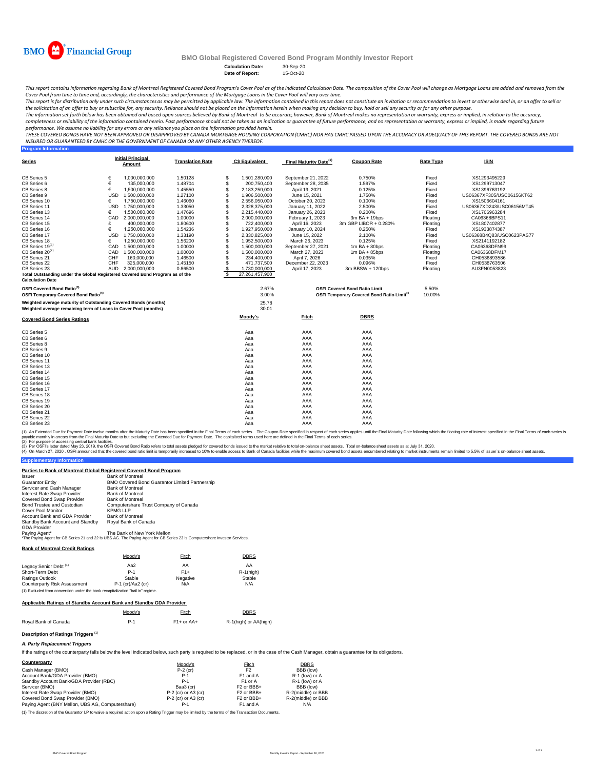BMO Financial Group

# BMO Global Registered Covered Bond Program Monthly Investor Report

**Calculation Date:** 30-Sep-20
**Date of Report:** 15-Oct-20

*This report contains information regarding Bank of Montreal Registered Covered Bond Program's Cover Pool as of the indicated Calculation Date. The composition of the Cover Pool will change as Mortgage Loans are added and removed from the Cover Pool from time to time and, accordingly, the characteristics and performance of the Mortgage Loans in the Cover Pool will vary over time.*

*This report is for distribution only under such circumstances as may be permitted by applicable law. The information contained in this report does not constitute an invitation or recommendation to invest or otherwise deal in, or an offer to sell or the solicitation of an offer to buy or subscribe for, any security. Reliance should not be placed on the information herein when making any decision to buy, hold or sell any security or for any other purpose.*

*The information set forth below has been obtained and based upon sources believed by Bank of Montreal to be accurate, however, Bank of Montreal makes no representation or warranty, express or implied, in relation to the accuracy, completeness or reliability of the information contained herein. Past performance should not be taken as an indication or guarantee of future performance, and no representation or warranty, express or implied, is made regarding future performance. We assume no liability for any errors or any reliance you place on the information provided herein.*

*THESE COVERED BONDS HAVE NOT BEEN APPROVED OR DISAPPROVED BY CANADA MORTGAGE HOUSING CORPORATION (CMHC) NOR HAS CMHC PASSED UPON THE ACCURACY OR ADEQUACY OF THIS REPORT. THE COVERED BONDS ARE NOT INSURED OR GUARANTEED BY CMHC OR THE GOVERNMENT OF CANADA OR ANY OTHER AGENCY THEREOF.*

## Program Information

| Series | | Initial Principal Amount | Translation Rate | | C$ Equivalent | Final Maturity Date[1] | Coupon Rate | Rate Type | ISIN |
|---|---|---|---|---|---|---|---|---|---|
| CB Series 5 | € | 1,000,000,000 | 1.50128 | $ | 1,501,280,000 | September 21, 2022 | 0.750% | Fixed | XS1293495229 |
| CB Series 6 | € | 135,000,000 | 1.48704 | $ | 200,750,400 | September 28, 2035 | 1.597% | Fixed | XS1299713047 |
| CB Series 8 | € | 1,500,000,000 | 1.45550 | $ | 2,183,250,000 | April 19, 2021 | 0.125% | Fixed | XS1396763192 |
| CB Series 9 | USD | 1,500,000,000 | 1.27100 | $ | 1,906,500,000 | June 15, 2021 | 1.750% | Fixed | US06367XF305/USC06156KT62 |
| CB Series 10 | € | 1,750,000,000 | 1.46060 | $ | 2,556,050,000 | October 20, 2023 | 0.100% | Fixed | XS1506604161 |
| CB Series 11 | USD | 1,750,000,000 | 1.33050 | $ | 2,328,375,000 | January 11, 2022 | 2.500% | Fixed | US06367XD243/USC06156MT45 |
| CB Series 13 | € | 1,500,000,000 | 1.47696 | $ | 2,215,440,000 | January 26, 2023 | 0.200% | Fixed | XS1706963284 |
| CB Series 14 | CAD | 2,000,000,000 | 1.00000 | $ | 2,000,000,000 | February 1, 2023 | 3m BA + 19bps | Floating | CA06368BPS11 |
| CB Series 15 | £ | 400,000,000 | 1.80600 | $ | 722,400,000 | April 16, 2023 | 3m GBP LIBOR + 0.280% | Floating | XS1807402877 |
| CB Series 16 | € | 1,250,000,000 | 1.54236 | $ | 1,927,950,000 | January 10, 2024 | 0.250% | Fixed | XS1933874387 |
| CB Series 17 | USD | 1,750,000,000 | 1.33190 | $ | 2,330,825,000 | June 15, 2022 | 2.100% | Fixed | US06368B4Q83/USC0623PAS77 |
| CB Series 18 | € | 1,250,000,000 | 1.56200 | $ | 1,952,500,000 | March 26, 2023 | 0.125% | Fixed | XS2141192182 |
| CB Series 19[2] | CAD | 1,500,000,000 | 1.00000 | $ | 1,500,000,000 | September 27, 2021 | 1m BA + 80bps | Floating | CA06368DFN99 |
| CB Series 20[2] | CAD | 1,500,000,000 | 1.00000 | $ | 1,500,000,000 | March 27, 2023 | 1m BA + 85bps | Floating | CA06368DFM17 |
| CB Series 21 | CHF | 160,000,000 | 1.46500 | $ | 234,400,000 | April 7, 2026 | 0.035% | Fixed | CH0536893586 |
| CB Series 22 | CHF | 325,000,000 | 1.45150 | $ | 471,737,500 | December 22, 2023 | 0.096% | Fixed | CH0538763506 |
| CB Series 23 | AUD | 2,000,000,000 | 0.86500 | $ | 1,730,000,000 | April 17, 2023 | 3m BBSW + 120bps | Floating | AU3FN0053823 |
| Total Outstanding under the Global Registered Covered Bond Program as of the Calculation Date | | | | $ | 27,261,457,900 | | | | |

| | | | |
|---|---|---|---|
| **OSFI Covered Bond Ratio[3]** | 2.67% | **OSFI Covered Bond Ratio Limit** | 5.50% |
| **OSFI Temporary Covered Bond Ratio[4]** | 3.00% | **OSFI Temporary Covered Bond Ratio Limit[4]** | 10.00% |
| **Weighted average maturity of Outstanding Covered Bonds (months)** | 25.78 | | |
| **Weighted average remaining term of Loans in Cover Pool (months)** | 30.01 | | |

| Covered Bond Series Ratings | Moody's | Fitch | DBRS |
|---|---|---|---|
| CB Series 5 | Aaa | AAA | AAA |
| CB Series 6 | Aaa | AAA | AAA |
| CB Series 8 | Aaa | AAA | AAA |
| CB Series 9 | Aaa | AAA | AAA |
| CB Series 10 | Aaa | AAA | AAA |
| CB Series 11 | Aaa | AAA | AAA |
| CB Series 13 | Aaa | AAA | AAA |
| CB Series 14 | Aaa | AAA | AAA |
| CB Series 15 | Aaa | AAA | AAA |
| CB Series 16 | Aaa | AAA | AAA |
| CB Series 17 | Aaa | AAA | AAA |
| CB Series 18 | Aaa | AAA | AAA |
| CB Series 19 | Aaa | AAA | AAA |
| CB Series 20 | Aaa | AAA | AAA |
| CB Series 21 | Aaa | AAA | AAA |
| CB Series 22 | Aaa | AAA | AAA |
| CB Series 23 | Aaa | AAA | AAA |

(1) An Extended Due for Payment Date twelve months after the Maturity Date has been specified in the Final Terms of each series. The Coupon Rate specified in respect of each series applies until the Final Maturity Date following which the floating rate of interest specified in the Final Terms of each series is payable monthly in arrears from the Final Maturity Date to but excluding the Extended Due for Payment Date. The capitalized terms used here are defined in the Final Terms of each series.
(2) For purpose of accessing central bank facilities.
(3) Per OSFI's letter dated May 23, 2019, the OSFI Covered Bond Ratio refers to total assets pledged for covered bonds issued to the market relative to total on-balance sheet assets. Total on-balance sheet assets as at July 31, 2020.
(4) On March 27, 2020 , OSFI announced that the covered bond ratio limit is temporarily increased to 10% to enable access to Bank of Canada facilities while the maximum covered bond assets encumbered relating to market instruments remain limited to 5.5% of issuer`s on-balance sheet assets.

## Supplementary Information

### Parties to Bank of Montreal Global Registered Covered Bond Program

| | |
|---|---|
| Issuer | Bank of Montreal |
| Guarantor Entity | BMO Covered Bond Guarantor Limited Partnership |
| Servicer and Cash Manager | Bank of Montreal |
| Interest Rate Swap Provider | Bank of Montreal |
| Covered Bond Swap Provider | Bank of Montreal |
| Bond Trustee and Custodian | Computershare Trust Company of Canada |
| Cover Pool Monitor | KPMG LLP |
| Account Bank and GDA Provider | Bank of Montreal |
| Standby Bank Account and Standby GDA Provider | Royal Bank of Canada |
| Paying Agent* | The Bank of New York Mellon |

*The Paying Agent for CB Series 21 and 22 is UBS AG. The Paying Agent for CB Series 23 is Computershare Investor Services.

### Bank of Montreal Credit Ratings

| | Moody's | Fitch | DBRS |
|---|---|---|---|
| Legacy Senior Debt [1] | Aa2 | AA | AA |
| Short-Term Debt | P-1 | F1+ | R-1(high) |
| Ratings Outlook | Stable | Negative | Stable |
| Counterparty Risk Assessment | P-1 (cr)/Aa2 (cr) | N/A | N/A |

(1) Excluded from conversion under the bank recapitalization "bail in" regime.

### Applicable Ratings of Standby Account Bank and Standby GDA Provider

| | Moody's | Fitch | DBRS |
|---|---|---|---|
| Royal Bank of Canada | P-1 | F1+ or AA+ | R-1(high) or AA(high) |

### Description of Ratings Triggers [1]

***A. Party Replacement Triggers***

If the ratings of the counterparty falls below the level indicated below, such party is required to be replaced, or in the case of the Cash Manager, obtain a guarantee for its obligations.

| Counterparty | Moody's | Fitch | DBRS |
|---|---|---|---|
| Cash Manager (BMO) | P-2 (cr) | F2 | BBB (low) |
| Account Bank/GDA Provider (BMO) | P-1 | F1 and A | R-1 (low) or A |
| Standby Account Bank/GDA Provider (RBC) | P-1 | F1 or A | R-1 (low) or A |
| Servicer (BMO) | Baa3 (cr) | F2 or BBB+ | BBB (low) |
| Interest Rate Swap Provider (BMO) | P-2 (cr) or A3 (cr) | F2 or BBB+ | R-2(middle) or BBB |
| Covered Bond Swap Provider (BMO) | P-2 (cr) or A3 (cr) | F2 or BBB+ | R-2(middle) or BBB |
| Paying Agent (BNY Mellon, UBS AG, Computershare) | P-1 | F1 and A | N/A |

(1) The discretion of the Guarantor LP to waive a required action upon a Rating Trigger may be limited by the terms of the Transaction Documents.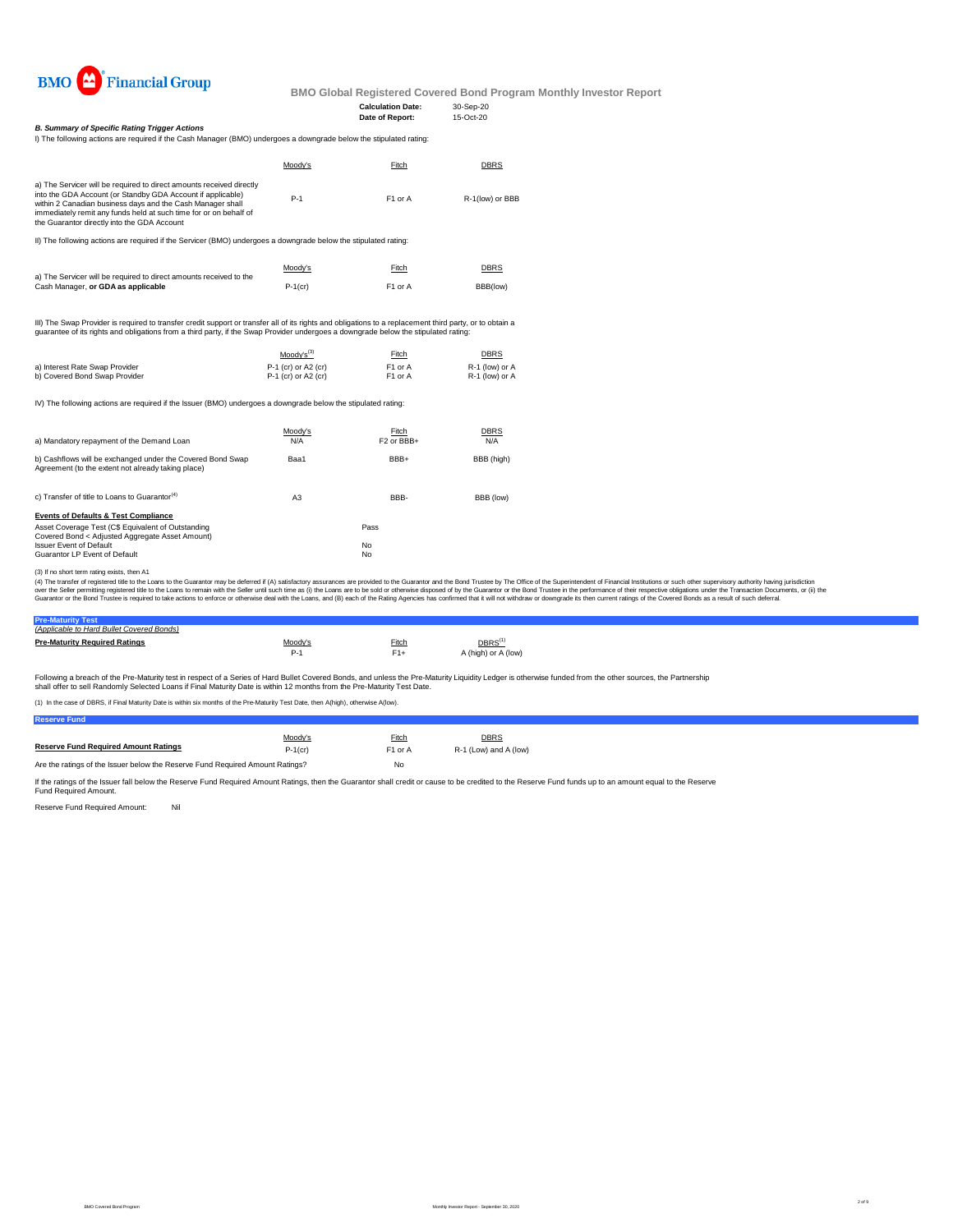**BMO Global Registered Covered Bond Program Monthly Investor Report**

| | |
|---|---|
| **Calculation Date:** | 30-Sep-20 |
| **Date of Report:** | 15-Oct-20 |

***B. Summary of Specific Rating Trigger Actions***

I) The following actions are required if the Cash Manager (BMO) undergoes a downgrade below the stipulated rating:

| | Moody's | Fitch | DBRS |
|---|---|---|---|
| a) The Servicer will be required to direct amounts received directly into the GDA Account (or Standby GDA Account if applicable) within 2 Canadian business days and the Cash Manager shall immediately remit any funds held at such time for or on behalf of the Guarantor directly into the GDA Account | P-1 | F1 or A | R-1(low) or BBB |

II) The following actions are required if the Servicer (BMO) undergoes a downgrade below the stipulated rating:

| | Moody's | Fitch | DBRS |
|---|---|---|---|
| a) The Servicer will be required to direct amounts received to the Cash Manager, **or GDA as applicable** | P-1(cr) | F1 or A | BBB(low) |

III) The Swap Provider is required to transfer credit support or transfer all of its rights and obligations to a replacement third party, or to obtain a guarantee of its rights and obligations from a third party, if the Swap Provider undergoes a downgrade below the stipulated rating:

| | Moody's[3] | Fitch | DBRS |
|---|---|---|---|
| a) Interest Rate Swap Provider | P-1 (cr) or A2 (cr) | F1 or A | R-1 (low) or A |
| b) Covered Bond Swap Provider | P-1 (cr) or A2 (cr) | F1 or A | R-1 (low) or A |

IV) The following actions are required if the Issuer (BMO) undergoes a downgrade below the stipulated rating:

| | Moody's | Fitch | DBRS |
|---|---|---|---|
| a) Mandatory repayment of the Demand Loan | N/A | F2 or BBB+ | N/A |
| b) Cashflows will be exchanged under the Covered Bond Swap Agreement (to the extent not already taking place) | Baa1 | BBB+ | BBB (high) |
| c) Transfer of title to Loans to Guarantor[4] | A3 | BBB- | BBB (low) |

**Events of Defaults & Test Compliance**

| | |
|---|---|
| Asset Coverage Test (C$ Equivalent of Outstanding Covered Bond < Adjusted Aggregate Asset Amount) | Pass |
| Issuer Event of Default | No |
| Guarantor LP Event of Default | No |

(3) If no short term rating exists, then A1

(4) The transfer of registered title to the Loans to the Guarantor may be deferred if (A) satisfactory assurances are provided to the Guarantor and the Bond Trustee by The Office of the Superintendent of Financial Institutions or such other supervisory authority having jurisdiction over the Seller permitting registered title to the Loans to remain with the Seller until such time as (i) the Loans are to be sold or otherwise disposed of by the Guarantor or the Bond Trustee in the performance of their respective obligations under the Transaction Documents, or (ii) the Guarantor or the Bond Trustee is required to take actions to enforce or otherwise deal with the Loans, and (B) each of the Rating Agencies has confirmed that it will not withdraw or downgrade its then current ratings of the Covered Bonds as a result of such deferral.

## Pre-Maturity Test

*(Applicable to Hard Bullet Covered Bonds)*

| | Moody's | Fitch | DBRS[1] |
|---|---|---|---|
| **Pre-Maturity Required Ratings** | P-1 | F1+ | A (high) or A (low) |

Following a breach of the Pre-Maturity test in respect of a Series of Hard Bullet Covered Bonds, and unless the Pre-Maturity Liquidity Ledger is otherwise funded from the other sources, the Partnership shall offer to sell Randomly Selected Loans if Final Maturity Date is within 12 months from the Pre-Maturity Test Date.

(1) In the case of DBRS, if Final Maturity Date is within six months of the Pre-Maturity Test Date, then A(high), otherwise A(low).

## Reserve Fund

| | Moody's | Fitch | DBRS |
|---|---|---|---|
| **Reserve Fund Required Amount Ratings** | P-1(cr) | F1 or A | R-1 (Low) and A (low) |
| Are the ratings of the Issuer below the Reserve Fund Required Amount Ratings? | | No | |

If the ratings of the Issuer fall below the Reserve Fund Required Amount Ratings, then the Guarantor shall credit or cause to be credited to the Reserve Fund funds up to an amount equal to the Reserve Fund Required Amount.

Reserve Fund Required Amount: Nil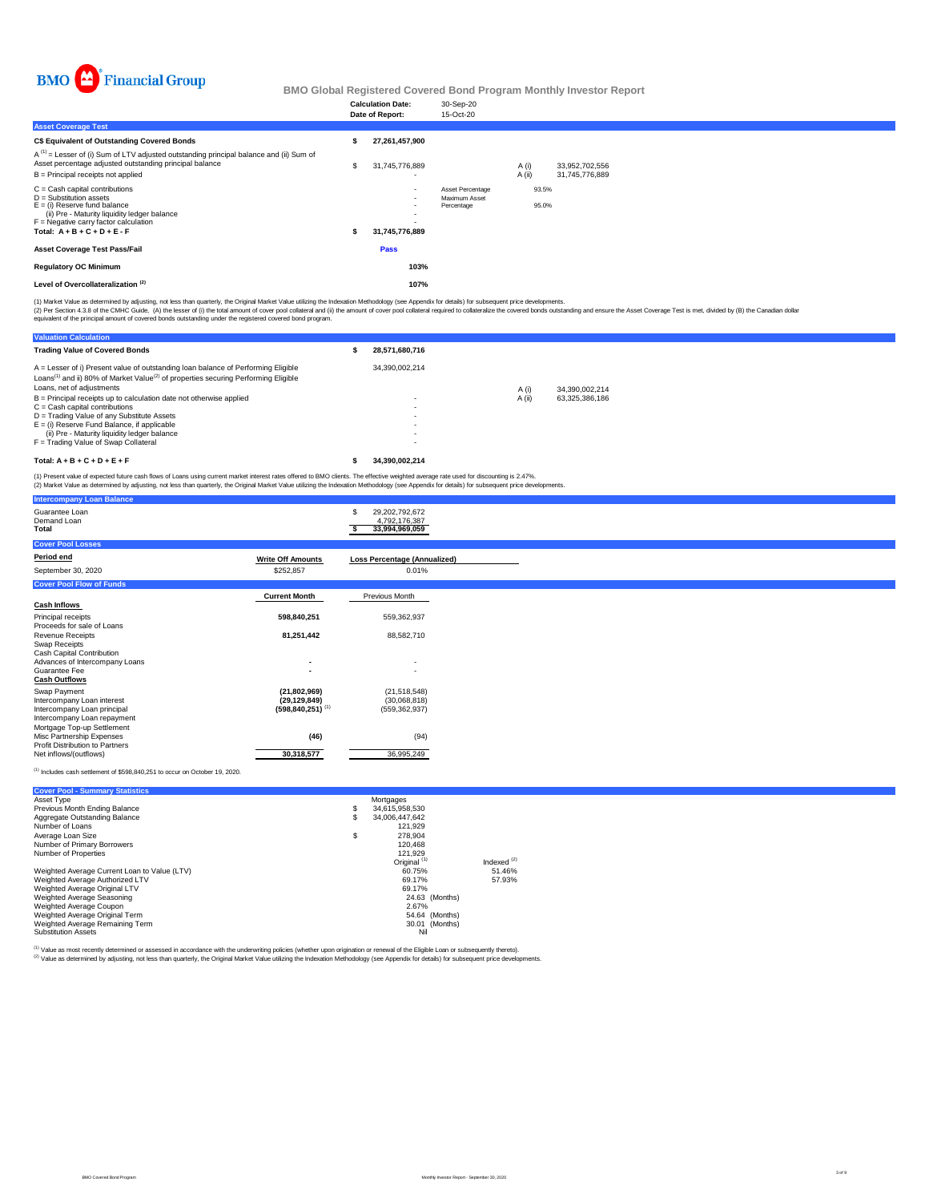BMO Financial Group

# BMO Global Registered Covered Bond Program Monthly Investor Report

| | |
|---|---|
| **Calculation Date:** | 30-Sep-20 |
| **Date of Report:** | 15-Oct-20 |

## Asset Coverage Test

| | | | | |
|---|---|---|---|---|
| **C$ Equivalent of Outstanding Covered Bonds** | $ 27,261,457,900 | | | |
| A [1] = Lesser of (i) Sum of LTV adjusted outstanding principal balance and (ii) Sum of Asset percentage adjusted outstanding principal balance | $ 31,745,776,889 | | A (i) | 33,952,702,556 |
| B = Principal receipts not applied | - | | A (ii) | 31,745,776,889 |
| C = Cash capital contributions | - | Asset Percentage | 93.5% | |
| D = Substitution assets | - | Maximum Asset Percentage | 95.0% | |
| E = (i) Reserve fund balance | - | | | |
| (ii) Pre - Maturity liquidity ledger balance | - | | | |
| F = Negative carry factor calculation | - | | | |
| **Total: A + B + C + D + E - F** | **$ 31,745,776,889** | | | |
| **Asset Coverage Test Pass/Fail** | **Pass** | | | |
| **Regulatory OC Minimum** | **103%** | | | |
| **Level of Overcollateralization [2]** | **107%** | | | |

(1) Market Value as determined by adjusting, not less than quarterly, the Original Market Value utilizing the Indexation Methodology (see Appendix for details) for subsequent price developments.
(2) Per Section 4.3.8 of the CMHC Guide, (A) the lesser of (i) the total amount of cover pool collateral and (ii) the amount of cover pool collateral required to collateralize the covered bonds outstanding and ensure the Asset Coverage Test is met, divided by (B) the Canadian dollar equivalent of the principal amount of covered bonds outstanding under the registered covered bond program.

## Valuation Calculation

| | | | |
|---|---|---|---|
| **Trading Value of Covered Bonds** | **$ 28,571,680,716** | | |
| A = Lesser of i) Present value of outstanding loan balance of Performing Eligible Loans[1] and ii) 80% of Market Value[2] of properties securing Performing Eligible Loans, net of adjustments | 34,390,002,214 | A (i) | 34,390,002,214 |
| B = Principal receipts up to calculation date not otherwise applied | - | A (ii) | 63,325,386,186 |
| C = Cash capital contributions | - | | |
| D = Trading Value of any Substitute Assets | - | | |
| E = (i) Reserve Fund Balance, if applicable | - | | |
| (ii) Pre - Maturity liquidity ledger balance | - | | |
| F = Trading Value of Swap Collateral | - | | |
| **Total: A + B + C + D + E + F** | **$ 34,390,002,214** | | |

(1) Present value of expected future cash flows of Loans using current market interest rates offered to BMO clients. The effective weighted average rate used for discounting is 2.47%.
(2) Market Value as determined by adjusting, not less than quarterly, the Original Market Value utilizing the Indexation Methodology (see Appendix for details) for subsequent price developments.

## Intercompany Loan Balance

| | |
|---|---|
| Guarantee Loan | $ 29,202,792,672 |
| Demand Loan | 4,792,176,387 |
| **Total** | **$ 33,994,969,059** |

## Cover Pool Losses

| **Period end** | **Write Off Amounts** | **Loss Percentage (Annualized)** |
|---|---|---|
| September 30, 2020 | $252,857 | 0.01% |

## Cover Pool Flow of Funds

| | **Current Month** | Previous Month |
|---|---|---|
| **Cash Inflows** | | |
| Principal receipts | **598,840,251** | 559,362,937 |
| Proceeds for sale of Loans | | |
| Revenue Receipts | **81,251,442** | 88,582,710 |
| Swap Receipts | | |
| Cash Capital Contribution | | |
| Advances of Intercompany Loans | **-** | - |
| Guarantee Fee | **-** | - |
| **Cash Outflows** | | |
| Swap Payment | **(21,802,969)** | (21,518,548) |
| Intercompany Loan interest | **(29,129,849)** | (30,068,818) |
| Intercompany Loan principal | **(598,840,251)** [1] | (559,362,937) |
| Intercompany Loan repayment | | |
| Mortgage Top-up Settlement | | |
| Misc Partnership Expenses | **(46)** | (94) |
| Profit Distribution to Partners | | |
| Net inflows/(outflows) | **30,318,577** | 36,995,249 |

[1] Includes cash settlement of $598,840,251 to occur on October 19, 2020.

## Cover Pool - Summary Statistics

| | | |
|---|---|---|
| Asset Type | Mortgages | |
| Previous Month Ending Balance | $ 34,615,958,530 | |
| Aggregate Outstanding Balance | $ 34,006,447,642 | |
| Number of Loans | 121,929 | |
| Average Loan Size | $ 278,904 | |
| Number of Primary Borrowers | 120,468 | |
| Number of Properties | 121,929 | |
| | Original [1] | Indexed [2] |
| Weighted Average Current Loan to Value (LTV) | 60.75% | 51.46% |
| Weighted Average Authorized LTV | 69.17% | 57.93% |
| Weighted Average Original LTV | 69.17% | |
| Weighted Average Seasoning | 24.63 (Months) | |
| Weighted Average Coupon | 2.67% | |
| Weighted Average Original Term | 54.64 (Months) | |
| Weighted Average Remaining Term | 30.01 (Months) | |
| Substitution Assets | Nil | |

[1] Value as most recently determined or assessed in accordance with the underwriting policies (whether upon origination or renewal of the Eligible Loan or subsequently thereto).
[2] Value as determined by adjusting, not less than quarterly, the Original Market Value utilizing the Indexation Methodology (see Appendix for details) for subsequent price developments.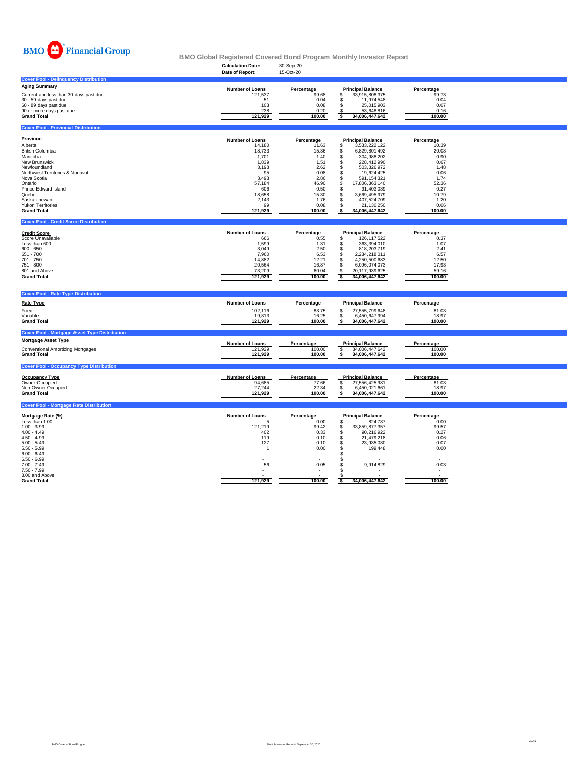BMO Financial Group

## BMO Global Registered Covered Bond Program Monthly Investor Report

**Calculation Date:** 30-Sep-20
**Date of Report:** 15-Oct-20

### Cover Pool - Delinquency Distribution

| Aging Summary | Number of Loans | Percentage | Principal Balance | Percentage |
|---|---|---|---|---|
| Current and less than 30 days past due | 121,537 | 99.68 | $ 33,915,808,375 | 99.73 |
| 30 - 59 days past due | 51 | 0.04 | $ 11,974,548 | 0.04 |
| 60 - 89 days past due | 103 | 0.08 | $ 25,015,903 | 0.07 |
| 90 or more days past due | 238 | 0.20 | $ 53,648,816 | 0.16 |
| **Grand Total** | **121,929** | **100.00** | **$ 34,006,447,642** | **100.00** |

### Cover Pool - Provincial Distribution

| Province | Number of Loans | Percentage | Principal Balance | Percentage |
|---|---|---|---|---|
| Alberta | 14,180 | 11.63 | $ 3,533,222,122 | 10.39 |
| British Columbia | 18,733 | 15.36 | $ 6,829,801,492 | 20.08 |
| Manitoba | 1,701 | 1.40 | $ 304,988,202 | 0.90 |
| New Brunswick | 1,839 | 1.51 | $ 228,412,990 | 0.67 |
| Newfoundland | 3,198 | 2.62 | $ 503,326,972 | 1.48 |
| Northwest Territories & Nunavut | 95 | 0.08 | $ 19,624,425 | 0.06 |
| Nova Scotia | 3,493 | 2.86 | $ 591,154,321 | 1.74 |
| Ontario | 57,184 | 46.90 | $ 17,806,363,140 | 52.36 |
| Prince Edward Island | 606 | 0.50 | $ 91,403,039 | 0.27 |
| Quebec | 18,658 | 15.30 | $ 3,669,495,979 | 10.79 |
| Saskatchewan | 2,143 | 1.76 | $ 407,524,709 | 1.20 |
| Yukon Territories | 99 | 0.08 | $ 21,130,250 | 0.06 |
| **Grand Total** | **121,929** | **100.00** | **$ 34,006,447,642** | **100.00** |

### Cover Pool - Credit Score Distribution

| Credit Score | Number of Loans | Percentage | Principal Balance | Percentage |
|---|---|---|---|---|
| Score Unavailable | 666 | 0.55 | $ 126,117,522 | 0.37 |
| Less than 600 | 1,599 | 1.31 | $ 363,394,010 | 1.07 |
| 600 - 650 | 3,049 | 2.50 | $ 818,203,719 | 2.41 |
| 651 - 700 | 7,960 | 6.53 | $ 2,234,218,011 | 6.57 |
| 701 - 750 | 14,882 | 12.21 | $ 4,250,500,683 | 12.50 |
| 751 - 800 | 20,564 | 16.87 | $ 6,096,074,073 | 17.93 |
| 801 and Above | 73,209 | 60.04 | $ 20,117,939,625 | 59.16 |
| **Grand Total** | **121,929** | **100.00** | **$ 34,006,447,642** | **100.00** |

### Cover Pool - Rate Type Distribution

| Rate Type | Number of Loans | Percentage | Principal Balance | Percentage |
|---|---|---|---|---|
| Fixed | 102,116 | 83.75 | $ 27,555,799,648 | 81.03 |
| Variable | 19,813 | 16.25 | $ 6,450,647,994 | 18.97 |
| **Grand Total** | **121,929** | **100.00** | **$ 34,006,447,642** | **100.00** |

### Cover Pool - Mortgage Asset Type Distribution

| Mortgage Asset Type | Number of Loans | Percentage | Principal Balance | Percentage |
|---|---|---|---|---|
| Conventional Amortizing Mortgages | 121,929 | 100.00 | $ 34,006,447,642 | 100.00 |
| **Grand Total** | **121,929** | **100.00** | **$ 34,006,447,642** | **100.00** |

### Cover Pool - Occupancy Type Distribution

| Occupancy Type | Number of Loans | Percentage | Principal Balance | Percentage |
|---|---|---|---|---|
| Owner Occupied | 94,685 | 77.66 | $ 27,556,425,981 | 81.03 |
| Non-Owner Occupied | 27,244 | 22.34 | $ 6,450,021,661 | 18.97 |
| **Grand Total** | **121,929** | **100.00** | **$ 34,006,447,642** | **100.00** |

### Cover Pool - Mortgage Rate Distribution

| Mortgage Rate (%) | Number of Loans | Percentage | Principal Balance | Percentage |
|---|---|---|---|---|
| Less than 1.00 | 5 | 0.00 | $ 824,787 | 0.00 |
| 1.00 - 3.99 | 121,219 | 99.42 | $ 33,859,877,357 | 99.57 |
| 4.00 - 4.49 | 402 | 0.33 | $ 90,216,922 | 0.27 |
| 4.50 - 4.99 | 119 | 0.10 | $ 21,479,218 | 0.06 |
| 5.00 - 5.49 | 127 | 0.10 | $ 23,935,080 | 0.07 |
| 5.50 - 5.99 | 1 | 0.00 | $ 199,448 | 0.00 |
| 6.00 - 6.49 | - | - | $ - | - |
| 6.50 - 6.99 | - | - | $ - | - |
| 7.00 - 7.49 | 56 | 0.05 | $ 9,914,829 | 0.03 |
| 7.50 - 7.99 | - | - | $ - | - |
| 8.00 and Above | - | - | $ - | - |
| **Grand Total** | **121,929** | **100.00** | **$ 34,006,447,642** | **100.00** |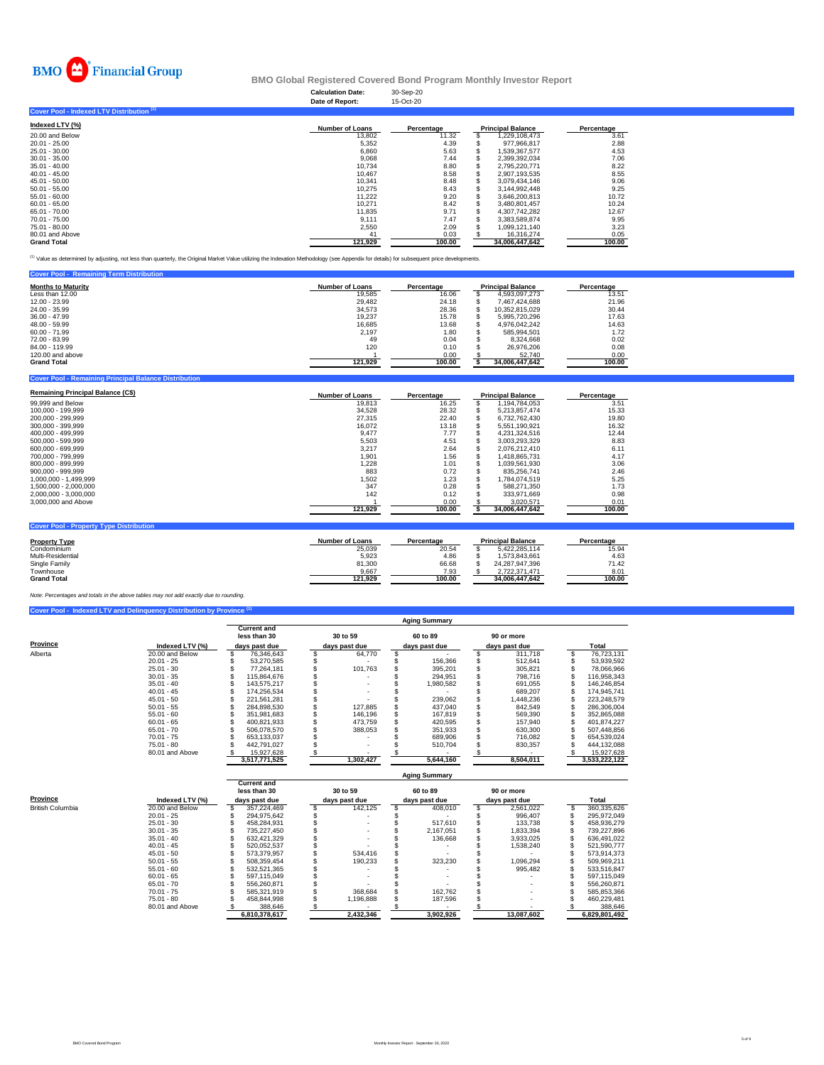BMO Financial Group

# BMO Global Registered Covered Bond Program Monthly Investor Report

| | |
|---|---|
| Calculation Date: | 30-Sep-20 |
| Date of Report: | 15-Oct-20 |

## Cover Pool - Indexed LTV Distribution [1]

| Indexed LTV (%) | Number of Loans | Percentage | Principal Balance | Percentage |
|---|---|---|---|---|
| 20.00 and Below | 13,802 | 11.32 | $ 1,229,108,473 | 3.61 |
| 20.01 - 25.00 | 5,352 | 4.39 | $ 977,966,817 | 2.88 |
| 25.01 - 30.00 | 6,860 | 5.63 | $ 1,539,367,577 | 4.53 |
| 30.01 - 35.00 | 9,068 | 7.44 | $ 2,399,392,034 | 7.06 |
| 35.01 - 40.00 | 10,734 | 8.80 | $ 2,795,220,771 | 8.22 |
| 40.01 - 45.00 | 10,467 | 8.58 | $ 2,907,193,535 | 8.55 |
| 45.01 - 50.00 | 10,341 | 8.48 | $ 3,079,434,146 | 9.06 |
| 50.01 - 55.00 | 10,275 | 8.43 | $ 3,144,992,448 | 9.25 |
| 55.01 - 60.00 | 11,222 | 9.20 | $ 3,646,200,813 | 10.72 |
| 60.01 - 65.00 | 10,271 | 8.42 | $ 3,480,801,457 | 10.24 |
| 65.01 - 70.00 | 11,835 | 9.71 | $ 4,307,742,282 | 12.67 |
| 70.01 - 75.00 | 9,111 | 7.47 | $ 3,383,589,874 | 9.95 |
| 75.01 - 80.00 | 2,550 | 2.09 | $ 1,099,121,140 | 3.23 |
| 80.01 and Above | 41 | 0.03 | $ 16,316,274 | 0.05 |
| **Grand Total** | **121,929** | **100.00** | **$ 34,006,447,642** | **100.00** |

[1] Value as determined by adjusting, not less than quarterly, the Original Market Value utilizing the Indexation Methodology (see Appendix for details) for subsequent price developments.

## Cover Pool - Remaining Term Distribution

| Months to Maturity | Number of Loans | Percentage | Principal Balance | Percentage |
|---|---|---|---|---|
| Less than 12.00 | 19,585 | 16.06 | $ 4,593,097,273 | 13.51 |
| 12.00 - 23.99 | 29,482 | 24.18 | $ 7,467,424,688 | 21.96 |
| 24.00 - 35.99 | 34,573 | 28.36 | $ 10,352,815,029 | 30.44 |
| 36.00 - 47.99 | 19,237 | 15.78 | $ 5,995,720,296 | 17.63 |
| 48.00 - 59.99 | 16,685 | 13.68 | $ 4,976,042,242 | 14.63 |
| 60.00 - 71.99 | 2,197 | 1.80 | $ 585,994,501 | 1.72 |
| 72.00 - 83.99 | 49 | 0.04 | $ 8,324,668 | 0.02 |
| 84.00 - 119.99 | 120 | 0.10 | $ 26,976,206 | 0.08 |
| 120.00 and above | 1 | 0.00 | $ 52,740 | 0.00 |
| **Grand Total** | **121,929** | **100.00** | **$ 34,006,447,642** | **100.00** |

## Cover Pool - Remaining Principal Balance Distribution

| Remaining Principal Balance (C$) | Number of Loans | Percentage | Principal Balance | Percentage |
|---|---|---|---|---|
| 99,999 and Below | 19,813 | 16.25 | $ 1,194,784,053 | 3.51 |
| 100,000 - 199,999 | 34,528 | 28.32 | $ 5,213,857,474 | 15.33 |
| 200,000 - 299,999 | 27,315 | 22.40 | $ 6,732,762,430 | 19.80 |
| 300,000 - 399,999 | 16,072 | 13.18 | $ 5,551,190,921 | 16.32 |
| 400,000 - 499,999 | 9,477 | 7.77 | $ 4,231,324,516 | 12.44 |
| 500,000 - 599,999 | 5,503 | 4.51 | $ 3,003,293,329 | 8.83 |
| 600,000 - 699,999 | 3,217 | 2.64 | $ 2,076,212,410 | 6.11 |
| 700,000 - 799,999 | 1,901 | 1.56 | $ 1,418,865,731 | 4.17 |
| 800,000 - 899,999 | 1,228 | 1.01 | $ 1,039,561,930 | 3.06 |
| 900,000 - 999,999 | 883 | 0.72 | $ 835,256,741 | 2.46 |
| 1,000,000 - 1,499,999 | 1,502 | 1.23 | $ 1,784,074,519 | 5.25 |
| 1,500,000 - 2,000,000 | 347 | 0.28 | $ 588,271,350 | 1.73 |
| 2,000,000 - 3,000,000 | 142 | 0.12 | $ 333,971,669 | 0.98 |
| 3,000,000 and Above | 1 | 0.00 | $ 3,020,571 | 0.01 |
| | **121,929** | **100.00** | **$ 34,006,447,642** | **100.00** |

## Cover Pool - Property Type Distribution

| Property Type | Number of Loans | Percentage | Principal Balance | Percentage |
|---|---|---|---|---|
| Condominium | 25,039 | 20.54 | $ 5,422,285,114 | 15.94 |
| Multi-Residential | 5,923 | 4.86 | $ 1,573,843,661 | 4.63 |
| Single Family | 81,300 | 66.68 | $ 24,287,947,396 | 71.42 |
| Townhouse | 9,667 | 7.93 | $ 2,722,371,471 | 8.01 |
| **Grand Total** | **121,929** | **100.00** | **34,006,447,642** | **100.00** |

*Note: Percentages and totals in the above tables may not add exactly due to rounding.*

## Cover Pool - Indexed LTV and Delinquency Distribution by Province [1]

| | | Aging Summary | | | | |
|---|---|---|---|---|---|---|
| Province | Indexed LTV (%) | Current and less than 30 days past due | 30 to 59 days past due | 60 to 89 days past due | 90 or more days past due | Total |
| Alberta | 20.00 and Below | $ 76,346,643 | $ 64,770 | $ - | $ 311,718 | $ 76,723,131 |
| | 20.01 - 25 | $ 53,270,585 | $ - | $ 156,366 | $ 512,641 | $ 53,939,592 |
| | 25.01 - 30 | $ 77,264,181 | $ 101,763 | $ 395,201 | $ 305,821 | $ 78,066,966 |
| | 30.01 - 35 | $ 115,864,676 | $ - | $ 294,951 | $ 798,716 | $ 116,958,343 |
| | 35.01 - 40 | $ 143,575,217 | $ - | $ 1,980,582 | $ 691,055 | $ 146,246,854 |
| | 40.01 - 45 | $ 174,256,534 | $ - | $ - | $ 689,207 | $ 174,945,741 |
| | 45.01 - 50 | $ 221,561,281 | $ - | $ 239,062 | $ 1,448,236 | $ 223,248,579 |
| | 50.01 - 55 | $ 284,898,530 | $ 127,885 | $ 437,040 | $ 842,549 | $ 286,306,004 |
| | 55.01 - 60 | $ 351,981,683 | $ 146,196 | $ 167,819 | $ 569,390 | $ 352,865,088 |
| | 60.01 - 65 | $ 400,821,933 | $ 473,759 | $ 420,595 | $ 157,940 | $ 401,874,227 |
| | 65.01 - 70 | $ 506,078,570 | $ 388,053 | $ 351,933 | $ 630,300 | $ 507,448,856 |
| | 70.01 - 75 | $ 653,133,037 | $ - | $ 689,906 | $ 716,082 | $ 654,539,024 |
| | 75.01 - 80 | $ 442,791,027 | $ - | $ 510,704 | $ 830,357 | $ 444,132,088 |
| | 80.01 and Above | $ 15,927,628 | $ - | $ - | $ - | $ 15,927,628 |
| | | **3,517,771,525** | **1,302,427** | **5,644,160** | **8,504,011** | **3,533,222,122** |

| | | Aging Summary | | | | |
|---|---|---|---|---|---|---|
| Province | Indexed LTV (%) | Current and less than 30 days past due | 30 to 59 days past due | 60 to 89 days past due | 90 or more days past due | Total |
| British Columbia | 20.00 and Below | $ 357,224,469 | $ 142,125 | $ 408,010 | $ 2,561,022 | $ 360,335,626 |
| | 20.01 - 25 | $ 294,975,642 | $ - | $ - | $ 996,407 | $ 295,972,049 |
| | 25.01 - 30 | $ 458,284,931 | $ - | $ 517,610 | $ 133,738 | $ 458,936,279 |
| | 30.01 - 35 | $ 735,227,450 | $ - | $ 2,167,051 | $ 1,833,394 | $ 739,227,896 |
| | 35.01 - 40 | $ 632,421,329 | $ - | $ 136,668 | $ 3,933,025 | $ 636,491,022 |
| | 40.01 - 45 | $ 520,052,537 | $ - | $ - | $ 1,538,240 | $ 521,590,777 |
| | 45.01 - 50 | $ 573,379,957 | $ 534,416 | $ - | $ - | $ 573,914,373 |
| | 50.01 - 55 | $ 508,359,454 | $ 190,233 | $ 323,230 | $ 1,096,294 | $ 509,969,211 |
| | 55.01 - 60 | $ 532,521,365 | $ - | $ - | $ 995,482 | $ 533,516,847 |
| | 60.01 - 65 | $ 597,115,049 | $ - | $ - | $ - | $ 597,115,049 |
| | 65.01 - 70 | $ 556,260,871 | $ - | $ - | $ - | $ 556,260,871 |
| | 70.01 - 75 | $ 585,321,919 | $ 368,684 | $ 162,762 | $ - | $ 585,853,366 |
| | 75.01 - 80 | $ 458,844,998 | $ 1,196,888 | $ 187,596 | $ - | $ 460,229,481 |
| | 80.01 and Above | $ 388,646 | $ - | $ - | $ - | $ 388,646 |
| | | **6,810,378,617** | **2,432,346** | **3,902,926** | **13,087,602** | **6,829,801,492** |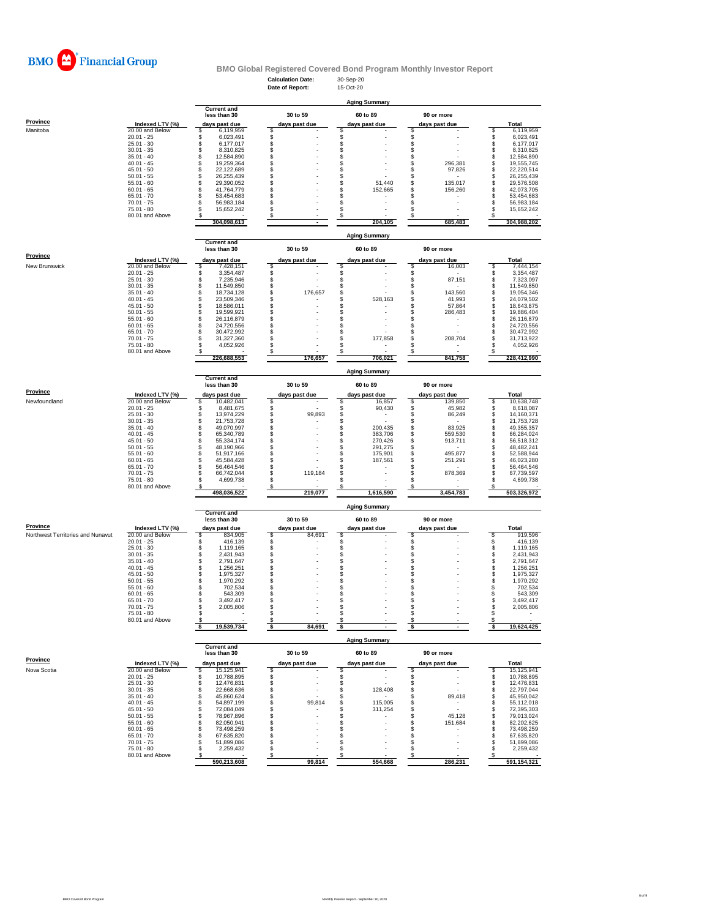**BMO Financial Group**

## BMO Global Registered Covered Bond Program Monthly Investor Report

**Calculation Date:** 30-Sep-20
**Date of Report:** 15-Oct-20

### Aging Summary

| Province | Indexed LTV (%) | Current and less than 30 days past due | 30 to 59 days past due | 60 to 89 days past due | 90 or more days past due | Total |
|---|---|---|---|---|---|---|
| Manitoba | 20.00 and Below | $ 6,119,959 | $ - | $ - | $ - | $ 6,119,959 |
| | 20.01 - 25 | $ 6,023,491 | $ - | $ - | $ - | $ 6,023,491 |
| | 25.01 - 30 | $ 6,177,017 | $ - | $ - | $ - | $ 6,177,017 |
| | 30.01 - 35 | $ 8,310,825 | $ - | $ - | $ - | $ 8,310,825 |
| | 35.01 - 40 | $ 12,584,890 | $ - | $ - | $ - | $ 12,584,890 |
| | 40.01 - 45 | $ 19,259,364 | $ - | $ - | $ 296,381 | $ 19,555,745 |
| | 45.01 - 50 | $ 22,122,689 | $ - | $ - | $ 97,826 | $ 22,220,514 |
| | 50.01 - 55 | $ 26,255,439 | $ - | $ - | $ - | $ 26,255,439 |
| | 55.01 - 60 | $ 29,390,052 | $ - | $ 51,440 | $ 135,017 | $ 29,576,508 |
| | 60.01 - 65 | $ 41,764,779 | $ - | $ 152,665 | $ 156,260 | $ 42,073,705 |
| | 65.01 - 70 | $ 53,454,683 | $ - | $ - | $ - | $ 53,454,683 |
| | 70.01 - 75 | $ 56,983,184 | $ - | $ - | $ - | $ 56,983,184 |
| | 75.01 - 80 | $ 15,652,242 | $ - | $ - | $ - | $ 15,652,242 |
| | 80.01 and Above | $ - | $ - | $ - | $ - | $ - |
| | | 304,098,613 | - | 204,105 | 685,483 | 304,988,202 |

### Aging Summary

| Province | Indexed LTV (%) | Current and less than 30 days past due | 30 to 59 days past due | 60 to 89 days past due | 90 or more days past due | Total |
|---|---|---|---|---|---|---|
| New Brunswick | 20.00 and Below | $ 7,428,151 | $ - | $ - | $ 16,003 | $ 7,444,154 |
| | 20.01 - 25 | $ 3,354,487 | $ - | $ - | $ - | $ 3,354,487 |
| | 25.01 - 30 | $ 7,235,946 | $ - | $ - | $ 87,151 | $ 7,323,097 |
| | 30.01 - 35 | $ 11,549,850 | $ - | $ - | $ - | $ 11,549,850 |
| | 35.01 - 40 | $ 18,734,128 | $ 176,657 | $ - | $ 143,560 | $ 19,054,346 |
| | 40.01 - 45 | $ 23,509,346 | $ - | $ 528,163 | $ 41,993 | $ 24,079,502 |
| | 45.01 - 50 | $ 18,586,011 | $ - | $ - | $ 57,864 | $ 18,643,875 |
| | 50.01 - 55 | $ 19,599,921 | $ - | $ - | $ 286,483 | $ 19,886,404 |
| | 55.01 - 60 | $ 26,116,879 | $ - | $ - | $ - | $ 26,116,879 |
| | 60.01 - 65 | $ 24,720,556 | $ - | $ - | $ - | $ 24,720,556 |
| | 65.01 - 70 | $ 30,472,992 | $ - | $ - | $ - | $ 30,472,992 |
| | 70.01 - 75 | $ 31,327,360 | $ - | $ 177,858 | $ 208,704 | $ 31,713,922 |
| | 75.01 - 80 | $ 4,052,926 | $ - | $ - | $ - | $ 4,052,926 |
| | 80.01 and Above | $ - | $ - | $ - | $ - | $ - |
| | | 226,688,553 | 176,657 | 706,021 | 841,758 | 228,412,990 |

### Aging Summary

| Province | Indexed LTV (%) | Current and less than 30 days past due | 30 to 59 days past due | 60 to 89 days past due | 90 or more days past due | Total |
|---|---|---|---|---|---|---|
| Newfoundland | 20.00 and Below | $ 10,482,041 | $ - | $ 16,857 | $ 139,850 | $ 10,638,748 |
| | 20.01 - 25 | $ 8,481,675 | $ - | $ 90,430 | $ 45,982 | $ 8,618,087 |
| | 25.01 - 30 | $ 13,974,229 | $ 99,893 | $ - | $ 86,249 | $ 14,160,371 |
| | 30.01 - 35 | $ 21,753,728 | $ - | $ - | $ - | $ 21,753,728 |
| | 35.01 - 40 | $ 49,070,997 | $ - | $ 200,435 | $ 83,925 | $ 49,355,357 |
| | 40.01 - 45 | $ 65,340,789 | $ - | $ 383,706 | $ 559,530 | $ 66,284,024 |
| | 45.01 - 50 | $ 55,334,174 | $ - | $ 270,426 | $ 913,711 | $ 56,518,312 |
| | 50.01 - 55 | $ 48,190,966 | $ - | $ 291,275 | $ - | $ 48,482,241 |
| | 55.01 - 60 | $ 51,917,166 | $ - | $ 175,901 | $ 495,877 | $ 52,588,944 |
| | 60.01 - 65 | $ 45,584,428 | $ - | $ 187,561 | $ 251,291 | $ 46,023,280 |
| | 65.01 - 70 | $ 56,464,546 | $ - | $ - | $ - | $ 56,464,546 |
| | 70.01 - 75 | $ 66,742,044 | $ 119,184 | $ - | $ 878,369 | $ 67,739,597 |
| | 75.01 - 80 | $ 4,699,738 | $ - | $ - | $ - | $ 4,699,738 |
| | 80.01 and Above | $ - | $ - | $ - | $ - | $ - |
| | | 498,036,522 | 219,077 | 1,616,590 | 3,454,783 | 503,326,972 |

### Aging Summary

| Province | Indexed LTV (%) | Current and less than 30 days past due | 30 to 59 days past due | 60 to 89 days past due | 90 or more days past due | Total |
|---|---|---|---|---|---|---|
| Northwest Territories and Nunavut | 20.00 and Below | $ 834,905 | $ 84,691 | $ - | $ - | $ 919,596 |
| | 20.01 - 25 | $ 416,139 | $ - | $ - | $ - | $ 416,139 |
| | 25.01 - 30 | $ 1,119,165 | $ - | $ - | $ - | $ 1,119,165 |
| | 30.01 - 35 | $ 2,431,943 | $ - | $ - | $ - | $ 2,431,943 |
| | 35.01 - 40 | $ 2,791,647 | $ - | $ - | $ - | $ 2,791,647 |
| | 40.01 - 45 | $ 1,256,251 | $ - | $ - | $ - | $ 1,256,251 |
| | 45.01 - 50 | $ 1,975,327 | $ - | $ - | $ - | $ 1,975,327 |
| | 50.01 - 55 | $ 1,970,292 | $ - | $ - | $ - | $ 1,970,292 |
| | 55.01 - 60 | $ 702,534 | $ - | $ - | $ - | $ 702,534 |
| | 60.01 - 65 | $ 543,309 | $ - | $ - | $ - | $ 543,309 |
| | 65.01 - 70 | $ 3,492,417 | $ - | $ - | $ - | $ 3,492,417 |
| | 70.01 - 75 | $ 2,005,806 | $ - | $ - | $ - | $ 2,005,806 |
| | 75.01 - 80 | $ - | $ - | $ - | $ - | $ - |
| | 80.01 and Above | $ - | $ - | $ - | $ - | $ - |
| | | $ 19,539,734 | $ 84,691 | $ - | $ - | $ 19,624,425 |

### Aging Summary

| Province | Indexed LTV (%) | Current and less than 30 days past due | 30 to 59 days past due | 60 to 89 days past due | 90 or more days past due | Total |
|---|---|---|---|---|---|---|
| Nova Scotia | 20.00 and Below | $ 15,125,941 | $ - | $ - | $ - | $ 15,125,941 |
| | 20.01 - 25 | $ 10,788,895 | $ - | $ - | $ - | $ 10,788,895 |
| | 25.01 - 30 | $ 12,476,831 | $ - | $ - | $ - | $ 12,476,831 |
| | 30.01 - 35 | $ 22,668,636 | $ - | $ 128,408 | $ - | $ 22,797,044 |
| | 35.01 - 40 | $ 45,860,624 | $ - | $ - | $ 89,418 | $ 45,950,042 |
| | 40.01 - 45 | $ 54,897,199 | $ 99,814 | $ 115,005 | $ - | $ 55,112,018 |
| | 45.01 - 50 | $ 72,084,049 | $ - | $ 311,254 | $ - | $ 72,395,303 |
| | 50.01 - 55 | $ 78,967,896 | $ - | $ - | $ 45,128 | $ 79,013,024 |
| | 55.01 - 60 | $ 82,050,941 | $ - | $ - | $ 151,684 | $ 82,202,625 |
| | 60.01 - 65 | $ 73,498,259 | $ - | $ - | $ - | $ 73,498,259 |
| | 65.01 - 70 | $ 67,635,820 | $ - | $ - | $ - | $ 67,635,820 |
| | 70.01 - 75 | $ 51,899,086 | $ - | $ - | $ - | $ 51,899,086 |
| | 75.01 - 80 | $ 2,259,432 | $ - | $ - | $ - | $ 2,259,432 |
| | 80.01 and Above | $ - | $ - | $ - | $ - | $ - |
| | | 590,213,608 | 99,814 | 554,668 | 286,231 | 591,154,321 |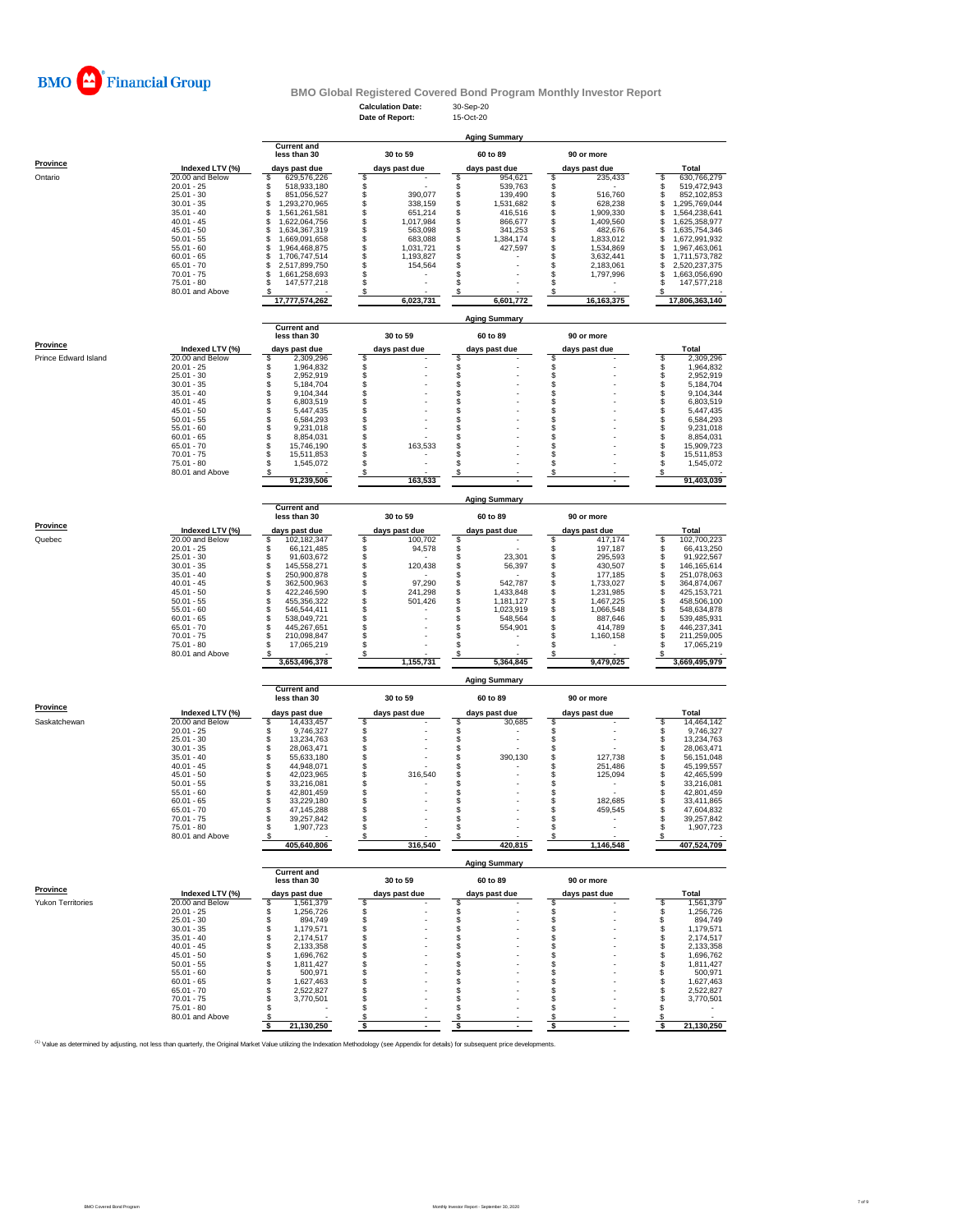BMO Financial Group

## BMO Global Registered Covered Bond Program Monthly Investor Report

**Calculation Date:** 30-Sep-20
**Date of Report:** 15-Oct-20

### Aging Summary

| Province | Indexed LTV (%) | Current and less than 30 days past due | 30 to 59 days past due | 60 to 89 days past due | 90 or more days past due | Total |
|---|---|---|---|---|---|---|
| Ontario | 20.00 and Below | $ 629,576,226 | $ - | $ 954,621 | $ 235,433 | $ 630,766,279 |
| | 20.01 - 25 | $ 518,933,180 | $ - | $ 539,763 | $ - | $ 519,472,943 |
| | 25.01 - 30 | $ 851,056,527 | $ 390,077 | $ 139,490 | $ 516,760 | $ 852,102,853 |
| | 30.01 - 35 | $ 1,293,270,965 | $ 338,159 | $ 1,531,682 | $ 628,238 | $ 1,295,769,044 |
| | 35.01 - 40 | $ 1,561,261,581 | $ 651,214 | $ 416,516 | $ 1,909,330 | $ 1,564,238,641 |
| | 40.01 - 45 | $ 1,622,064,756 | $ 1,017,984 | $ 866,677 | $ 1,409,560 | $ 1,625,358,977 |
| | 45.01 - 50 | $ 1,634,367,319 | $ 563,098 | $ 341,253 | $ 482,676 | $ 1,635,754,346 |
| | 50.01 - 55 | $ 1,669,091,658 | $ 683,088 | $ 1,384,174 | $ 1,833,012 | $ 1,672,991,932 |
| | 55.01 - 60 | $ 1,964,468,875 | $ 1,031,721 | $ 427,597 | $ 1,534,869 | $ 1,967,463,061 |
| | 60.01 - 65 | $ 1,706,747,514 | $ 1,193,827 | $ - | $ 3,632,441 | $ 1,711,573,782 |
| | 65.01 - 70 | $ 2,517,899,750 | $ 154,564 | $ - | $ 2,183,061 | $ 2,520,237,375 |
| | 70.01 - 75 | $ 1,661,258,693 | $ - | $ - | $ 1,797,996 | $ 1,663,056,690 |
| | 75.01 - 80 | $ 147,577,218 | $ - | $ - | $ - | $ 147,577,218 |
| | 80.01 and Above | $ - | $ - | $ - | $ - | $ - |
| | | 17,777,574,262 | 6,023,731 | 6,601,772 | 16,163,375 | 17,806,363,140 |

### Aging Summary

| Province | Indexed LTV (%) | Current and less than 30 days past due | 30 to 59 days past due | 60 to 89 days past due | 90 or more days past due | Total |
|---|---|---|---|---|---|---|
| Prince Edward Island | 20.00 and Below | $ 2,309,296 | $ - | $ - | $ - | $ 2,309,296 |
| | 20.01 - 25 | $ 1,964,832 | $ - | $ - | $ - | $ 1,964,832 |
| | 25.01 - 30 | $ 2,952,919 | $ - | $ - | $ - | $ 2,952,919 |
| | 30.01 - 35 | $ 5,184,704 | $ - | $ - | $ - | $ 5,184,704 |
| | 35.01 - 40 | $ 9,104,344 | $ - | $ - | $ - | $ 9,104,344 |
| | 40.01 - 45 | $ 6,803,519 | $ - | $ - | $ - | $ 6,803,519 |
| | 45.01 - 50 | $ 5,447,435 | $ - | $ - | $ - | $ 5,447,435 |
| | 50.01 - 55 | $ 6,584,293 | $ - | $ - | $ - | $ 6,584,293 |
| | 55.01 - 60 | $ 9,231,018 | $ - | $ - | $ - | $ 9,231,018 |
| | 60.01 - 65 | $ 8,854,031 | $ - | $ - | $ - | $ 8,854,031 |
| | 65.01 - 70 | $ 15,746,190 | $ 163,533 | $ - | $ - | $ 15,909,723 |
| | 70.01 - 75 | $ 15,511,853 | $ - | $ - | $ - | $ 15,511,853 |
| | 75.01 - 80 | $ 1,545,072 | $ - | $ - | $ - | $ 1,545,072 |
| | 80.01 and Above | $ - | $ - | $ - | $ - | $ - |
| | | 91,239,506 | 163,533 | - | - | 91,403,039 |

### Aging Summary

| Province | Indexed LTV (%) | Current and less than 30 days past due | 30 to 59 days past due | 60 to 89 days past due | 90 or more days past due | Total |
|---|---|---|---|---|---|---|
| Quebec | 20.00 and Below | $ 102,182,347 | $ 100,702 | $ - | $ 417,174 | $ 102,700,223 |
| | 20.01 - 25 | $ 66,121,485 | $ 94,578 | $ - | $ 197,187 | $ 66,413,250 |
| | 25.01 - 30 | $ 91,603,672 | $ - | $ 23,301 | $ 295,593 | $ 91,922,567 |
| | 30.01 - 35 | $ 145,558,271 | $ 120,438 | $ 56,397 | $ 430,507 | $ 146,165,614 |
| | 35.01 - 40 | $ 250,900,878 | $ - | $ - | $ 177,185 | $ 251,078,063 |
| | 40.01 - 45 | $ 362,500,963 | $ 97,290 | $ 542,787 | $ 1,733,027 | $ 364,874,067 |
| | 45.01 - 50 | $ 422,246,590 | $ 241,298 | $ 1,433,848 | $ 1,231,985 | $ 425,153,721 |
| | 50.01 - 55 | $ 455,356,322 | $ 501,426 | $ 1,181,127 | $ 1,467,225 | $ 458,506,100 |
| | 55.01 - 60 | $ 546,544,411 | $ - | $ 1,023,919 | $ 1,066,548 | $ 548,634,878 |
| | 60.01 - 65 | $ 538,049,721 | $ - | $ 548,564 | $ 887,646 | $ 539,485,931 |
| | 65.01 - 70 | $ 445,267,651 | $ - | $ 554,901 | $ 414,789 | $ 446,237,341 |
| | 70.01 - 75 | $ 210,098,847 | $ - | $ - | $ 1,160,158 | $ 211,259,005 |
| | 75.01 - 80 | $ 17,065,219 | $ - | $ - | $ - | $ 17,065,219 |
| | 80.01 and Above | $ - | $ - | $ - | $ - | $ - |
| | | 3,653,496,378 | 1,155,731 | 5,364,845 | 9,479,025 | 3,669,495,979 |

### Aging Summary

| Province | Indexed LTV (%) | Current and less than 30 days past due | 30 to 59 days past due | 60 to 89 days past due | 90 or more days past due | Total |
|---|---|---|---|---|---|---|
| Saskatchewan | 20.00 and Below | $ 14,433,457 | $ - | $ 30,685 | $ - | $ 14,464,142 |
| | 20.01 - 25 | $ 9,746,327 | $ - | $ - | $ - | $ 9,746,327 |
| | 25.01 - 30 | $ 13,234,763 | $ - | $ - | $ - | $ 13,234,763 |
| | 30.01 - 35 | $ 28,063,471 | $ - | $ - | $ - | $ 28,063,471 |
| | 35.01 - 40 | $ 55,633,180 | $ - | $ 390,130 | $ 127,738 | $ 56,151,048 |
| | 40.01 - 45 | $ 44,948,071 | $ - | $ - | $ 251,486 | $ 45,199,557 |
| | 45.01 - 50 | $ 42,023,965 | $ 316,540 | $ - | $ 125,094 | $ 42,465,599 |
| | 50.01 - 55 | $ 33,216,081 | $ - | $ - | $ - | $ 33,216,081 |
| | 55.01 - 60 | $ 42,801,459 | $ - | $ - | $ - | $ 42,801,459 |
| | 60.01 - 65 | $ 33,229,180 | $ - | $ - | $ 182,685 | $ 33,411,865 |
| | 65.01 - 70 | $ 47,145,288 | $ - | $ - | $ 459,545 | $ 47,604,832 |
| | 70.01 - 75 | $ 39,257,842 | $ - | $ - | $ - | $ 39,257,842 |
| | 75.01 - 80 | $ 1,907,723 | $ - | $ - | $ - | $ 1,907,723 |
| | 80.01 and Above | $ - | $ - | $ - | $ - | $ - |
| | | 405,640,806 | 316,540 | 420,815 | 1,146,548 | 407,524,709 |

### Aging Summary

| Province | Indexed LTV (%) | Current and less than 30 days past due | 30 to 59 days past due | 60 to 89 days past due | 90 or more days past due | Total |
|---|---|---|---|---|---|---|
| Yukon Territories | 20.00 and Below | $ 1,561,379 | $ - | $ - | $ - | $ 1,561,379 |
| | 20.01 - 25 | $ 1,256,726 | $ - | $ - | $ - | $ 1,256,726 |
| | 25.01 - 30 | $ 894,749 | $ - | $ - | $ - | $ 894,749 |
| | 30.01 - 35 | $ 1,179,571 | $ - | $ - | $ - | $ 1,179,571 |
| | 35.01 - 40 | $ 2,174,517 | $ - | $ - | $ - | $ 2,174,517 |
| | 40.01 - 45 | $ 2,133,358 | $ - | $ - | $ - | $ 2,133,358 |
| | 45.01 - 50 | $ 1,696,762 | $ - | $ - | $ - | $ 1,696,762 |
| | 50.01 - 55 | $ 1,811,427 | $ - | $ - | $ - | $ 1,811,427 |
| | 55.01 - 60 | $ 500,971 | $ - | $ - | $ - | $ 500,971 |
| | 60.01 - 65 | $ 1,627,463 | $ - | $ - | $ - | $ 1,627,463 |
| | 65.01 - 70 | $ 2,522,827 | $ - | $ - | $ - | $ 2,522,827 |
| | 70.01 - 75 | $ 3,770,501 | $ - | $ - | $ - | $ 3,770,501 |
| | 75.01 - 80 | $ - | $ - | $ - | $ - | $ - |
| | 80.01 and Above | $ - | $ - | $ - | $ - | $ - |
| | | $ 21,130,250 | $ - | $ - | $ - | $ 21,130,250 |

[1] Value as determined by adjusting, not less than quarterly, the Original Market Value utilizing the Indexation Methodology (see Appendix for details) for subsequent price developments.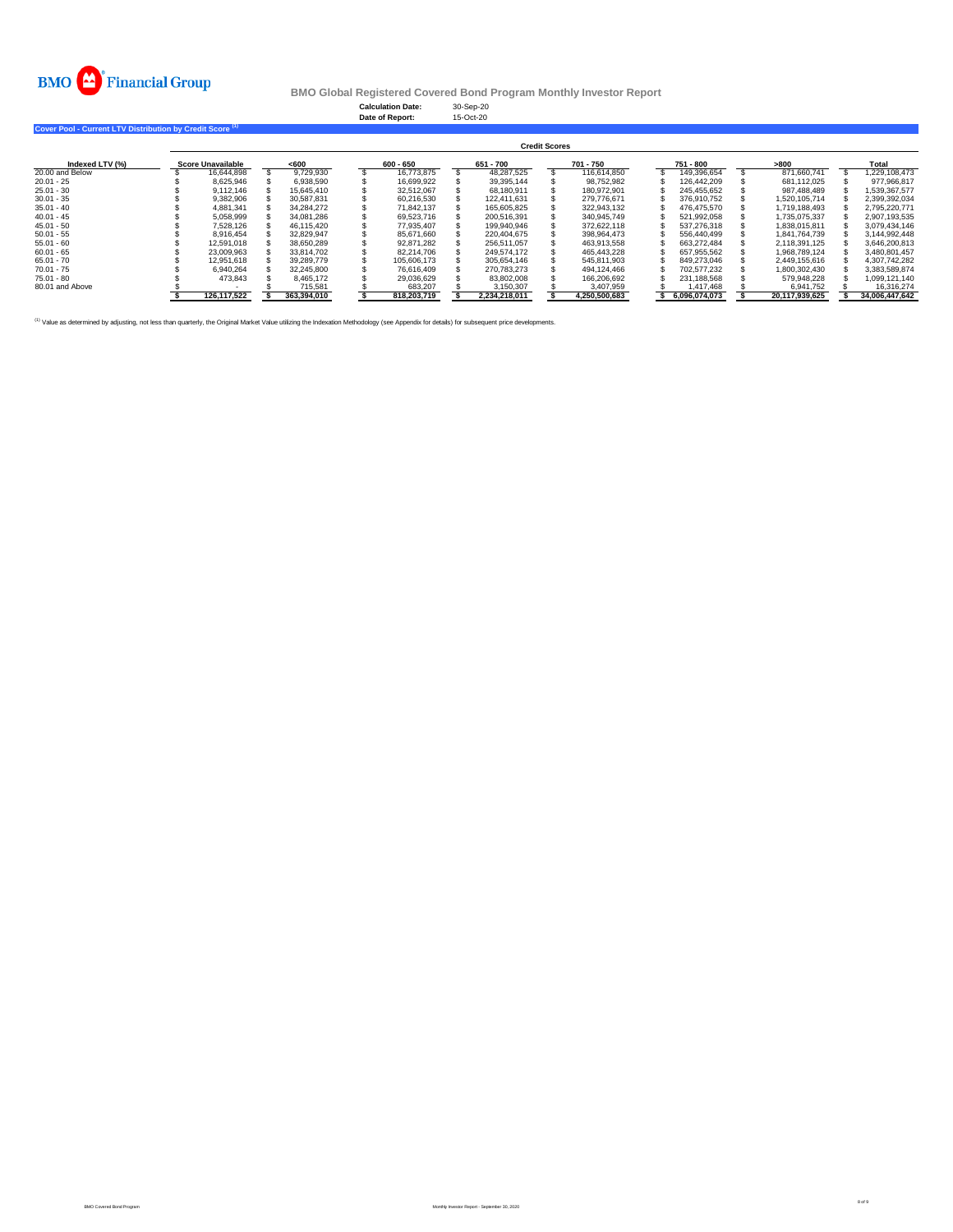BMO Financial Group

**BMO Global Registered Covered Bond Program Monthly Investor Report**

**Calculation Date:** 30-Sep-20
**Date of Report:** 15-Oct-20

**Cover Pool - Current LTV Distribution by Credit Score [(1)]**

| | Credit Scores | | | | | | | |
|---|---|---|---|---|---|---|---|---|
| **Indexed LTV (%)** | **Score Unavailable** | **<600** | **600 - 650** | **651 - 700** | **701 - 750** | **751 - 800** | **>800** | **Total** |
| 20.00 and Below | $ 16,644,898 | $ 9,729,930 | $ 16,773,875 | $ 48,287,525 | $ 116,614,850 | $ 149,396,654 | $ 871,660,741 | $ 1,229,108,473 |
| 20.01 - 25 | $ 8,625,946 | $ 6,938,590 | $ 16,699,922 | $ 39,395,144 | $ 98,752,982 | $ 126,442,209 | $ 681,112,025 | $ 977,966,817 |
| 25.01 - 30 | $ 9,112,146 | $ 15,645,410 | $ 32,512,067 | $ 68,180,911 | $ 180,972,901 | $ 245,455,652 | $ 987,488,489 | $ 1,539,367,577 |
| 30.01 - 35 | $ 9,382,906 | $ 30,587,831 | $ 60,216,530 | $ 122,411,631 | $ 279,776,671 | $ 376,910,752 | $ 1,520,105,714 | $ 2,399,392,034 |
| 35.01 - 40 | $ 4,881,341 | $ 34,284,272 | $ 71,842,137 | $ 165,605,825 | $ 322,943,132 | $ 476,475,570 | $ 1,719,188,493 | $ 2,795,220,771 |
| 40.01 - 45 | $ 5,058,999 | $ 34,081,286 | $ 69,523,716 | $ 200,516,391 | $ 340,945,749 | $ 521,992,058 | $ 1,735,075,337 | $ 2,907,193,535 |
| 45.01 - 50 | $ 7,528,126 | $ 46,115,420 | $ 77,935,407 | $ 199,940,946 | $ 372,622,118 | $ 537,276,318 | $ 1,838,015,811 | $ 3,079,434,146 |
| 50.01 - 55 | $ 8,916,454 | $ 32,829,947 | $ 85,671,660 | $ 220,404,675 | $ 398,964,473 | $ 556,440,499 | $ 1,841,764,739 | $ 3,144,992,448 |
| 55.01 - 60 | $ 12,591,018 | $ 38,650,289 | $ 92,871,282 | $ 256,511,057 | $ 463,913,558 | $ 663,272,484 | $ 2,118,391,125 | $ 3,646,200,813 |
| 60.01 - 65 | $ 23,009,963 | $ 33,814,702 | $ 82,214,706 | $ 249,574,172 | $ 465,443,228 | $ 657,955,562 | $ 1,968,789,124 | $ 3,480,801,457 |
| 65.01 - 70 | $ 12,951,618 | $ 39,289,779 | $ 105,606,173 | $ 305,654,146 | $ 545,811,903 | $ 849,273,046 | $ 2,449,155,616 | $ 4,307,742,282 |
| 70.01 - 75 | $ 6,940,264 | $ 32,245,800 | $ 76,616,409 | $ 270,783,273 | $ 494,124,466 | $ 702,577,232 | $ 1,800,302,430 | $ 3,383,589,874 |
| 75.01 - 80 | $ 473,843 | $ 8,465,172 | $ 29,036,629 | $ 83,802,008 | $ 166,206,692 | $ 231,188,568 | $ 579,948,228 | $ 1,099,121,140 |
| 80.01 and Above | $ - | $ 715,581 | $ 683,207 | $ 3,150,307 | $ 3,407,959 | $ 1,417,468 | $ 6,941,752 | $ 16,316,274 |
| | **$ 126,117,522** | **$ 363,394,010** | **$ 818,203,719** | **$ 2,234,218,011** | **$ 4,250,500,683** | **$ 6,096,074,073** | **$ 20,117,939,625** | **$ 34,006,447,642** |

[(1)] Value as determined by adjusting, not less than quarterly, the Original Market Value utilizing the Indexation Methodology (see Appendix for details) for subsequent price developments.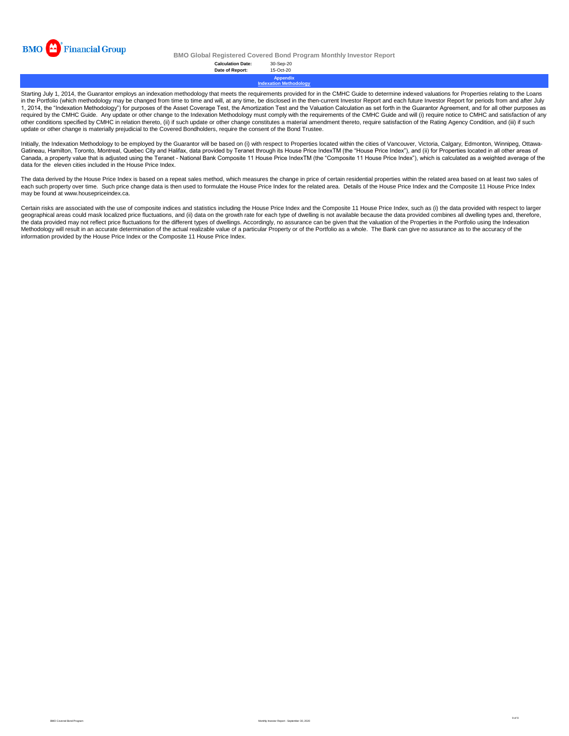BMO Financial Group

**BMO Global Registered Covered Bond Program Monthly Investor Report**

| | |
|---|---|
| **Calculation Date:** | 30-Sep-20 |
| **Date of Report:** | 15-Oct-20 |

## Appendix
### Indexation Methodology

Starting July 1, 2014, the Guarantor employs an indexation methodology that meets the requirements provided for in the CMHC Guide to determine indexed valuations for Properties relating to the Loans in the Portfolio (which methodology may be changed from time to time and will, at any time, be disclosed in the then-current Investor Report and each future Investor Report for periods from and after July 1, 2014, the "Indexation Methodology") for purposes of the Asset Coverage Test, the Amortization Test and the Valuation Calculation as set forth in the Guarantor Agreement, and for all other purposes as required by the CMHC Guide. Any update or other change to the Indexation Methodology must comply with the requirements of the CMHC Guide and will (i) require notice to CMHC and satisfaction of any other conditions specified by CMHC in relation thereto, (ii) if such update or other change constitutes a material amendment thereto, require satisfaction of the Rating Agency Condition, and (iii) if such update or other change is materially prejudicial to the Covered Bondholders, require the consent of the Bond Trustee.

Initially, the Indexation Methodology to be employed by the Guarantor will be based on (i) with respect to Properties located within the cities of Vancouver, Victoria, Calgary, Edmonton, Winnipeg, Ottawa-Gatineau, Hamilton, Toronto, Montreal, Quebec City and Halifax, data provided by Teranet through its House Price IndexTM (the "House Price Index"), and (ii) for Properties located in all other areas of Canada, a property value that is adjusted using the Teranet - National Bank Composite 11 House Price IndexTM (the "Composite 11 House Price Index"), which is calculated as a weighted average of the data for the eleven cities included in the House Price Index.

The data derived by the House Price Index is based on a repeat sales method, which measures the change in price of certain residential properties within the related area based on at least two sales of each such property over time. Such price change data is then used to formulate the House Price Index for the related area. Details of the House Price Index and the Composite 11 House Price Index may be found at www.housepriceindex.ca.

Certain risks are associated with the use of composite indices and statistics including the House Price Index and the Composite 11 House Price Index, such as (i) the data provided with respect to larger geographical areas could mask localized price fluctuations, and (ii) data on the growth rate for each type of dwelling is not available because the data provided combines all dwelling types and, therefore, the data provided may not reflect price fluctuations for the different types of dwellings. Accordingly, no assurance can be given that the valuation of the Properties in the Portfolio using the Indexation Methodology will result in an accurate determination of the actual realizable value of a particular Property or of the Portfolio as a whole. The Bank can give no assurance as to the accuracy of the information provided by the House Price Index or the Composite 11 House Price Index.